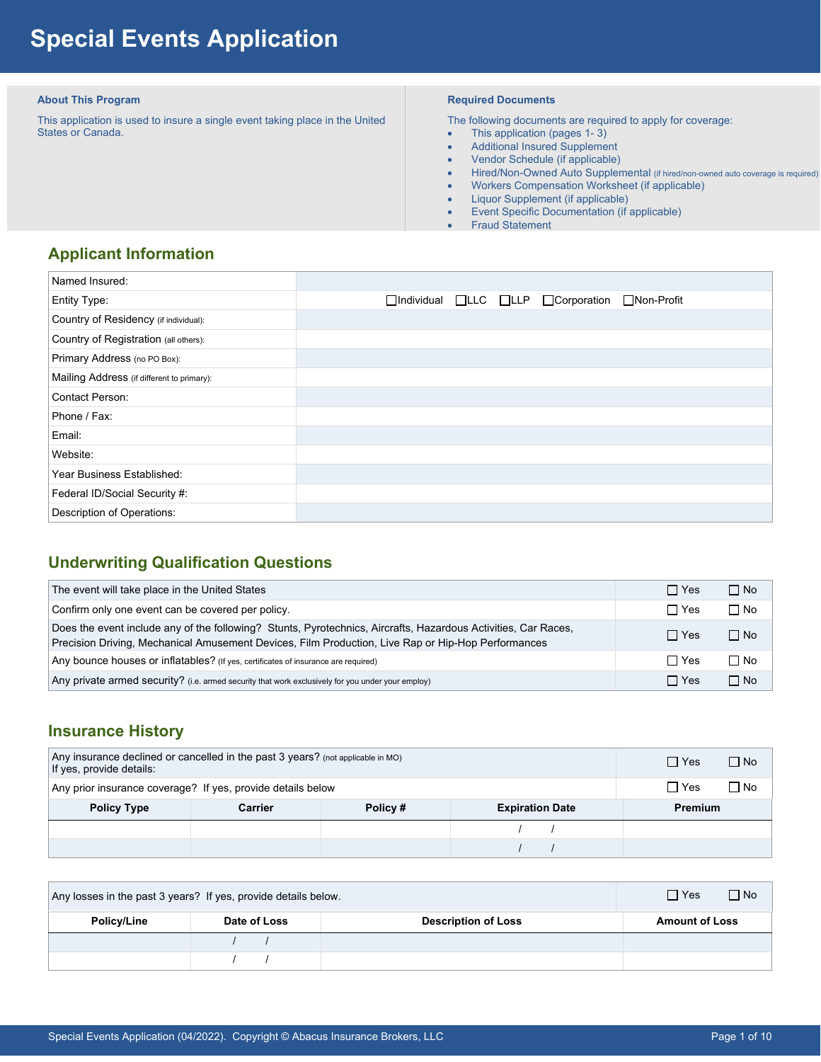# Special Events Application

**About This Program**

This application is used to insure a single event taking place in the United States or Canada.

**Required Documents**

The following documents are required to apply for coverage:

- This application (pages 1- 3)
- Additional Insured Supplement
- Vendor Schedule (if applicable)
- Hired/Non-Owned Auto Supplemental (if hired/non-owned auto coverage is required)
- Workers Compensation Worksheet (if applicable)
- Liquor Supplement (if applicable)
- Event Specific Documentation (if applicable)
- Fraud Statement

## Applicant Information

| | |
|---|---|
| Named Insured: | |
| Entity Type: | ☐Individual ☐LLC ☐LLP ☐Corporation ☐Non-Profit |
| Country of Residency (if individual): | |
| Country of Registration (all others): | |
| Primary Address (no PO Box): | |
| Mailing Address (if different to primary): | |
| Contact Person: | |
| Phone / Fax: | |
| Email: | |
| Website: | |
| Year Business Established: | |
| Federal ID/Social Security #: | |
| Description of Operations: | |

## Underwriting Qualification Questions

| | | |
|---|---|---|
| The event will take place in the United States | ☐ Yes | ☐ No |
| Confirm only one event can be covered per policy. | ☐ Yes | ☐ No |
| Does the event include any of the following? Stunts, Pyrotechnics, Aircrafts, Hazardous Activities, Car Races, Precision Driving, Mechanical Amusement Devices, Film Production, Live Rap or Hip-Hop Performances | ☐ Yes | ☐ No |
| Any bounce houses or inflatables? (If yes, certificates of insurance are required) | ☐ Yes | ☐ No |
| Any private armed security? (i.e. armed security that work exclusively for you under your employ) | ☐ Yes | ☐ No |

## Insurance History

| | | |
|---|---|---|
| Any insurance declined or cancelled in the past 3 years? (not applicable in MO) If yes, provide details: | ☐ Yes | ☐ No |
| Any prior insurance coverage? If yes, provide details below | ☐ Yes | ☐ No |

| Policy Type | Carrier | Policy # | Expiration Date | Premium |
|---|---|---|---|---|
| | | | / / | |
| | | | / / | |

| | | |
|---|---|---|
| Any losses in the past 3 years? If yes, provide details below. | ☐ Yes | ☐ No |

| Policy/Line | Date of Loss | Description of Loss | Amount of Loss |
|---|---|---|---|
| | / / | | |
| | / / | | |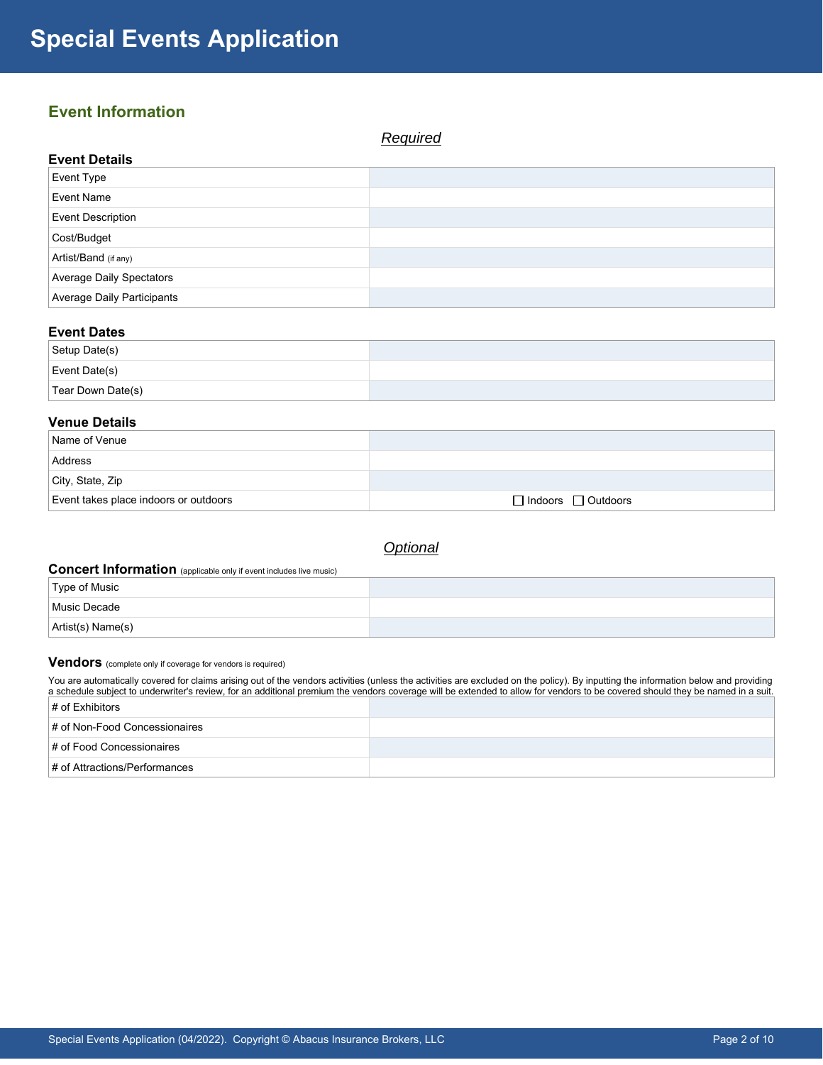# Special Events Application

## Event Information

*Required*

### Event Details

| Event Details | |
|---|---|
| Event Type | |
| Event Name | |
| Event Description | |
| Cost/Budget | |
| Artist/Band (if any) | |
| Average Daily Spectators | |
| Average Daily Participants | |

### Event Dates

| Event Dates | |
|---|---|
| Setup Date(s) | |
| Event Date(s) | |
| Tear Down Date(s) | |

### Venue Details

| Venue Details | |
|---|---|
| Name of Venue | |
| Address | |
| City, State, Zip | |
| Event takes place indoors or outdoors | ☐ Indoors ☐ Outdoors |

*Optional*

### Concert Information (applicable only if event includes live music)

| Concert Information | |
|---|---|
| Type of Music | |
| Music Decade | |
| Artist(s) Name(s) | |

### Vendors (complete only if coverage for vendors is required)

You are automatically covered for claims arising out of the vendors activities (unless the activities are excluded on the policy). By inputting the information below and providing a schedule subject to underwriter's review, for an additional premium the vendors coverage will be extended to allow for vendors to be covered should they be named in a suit.

| Vendors | |
|---|---|
| # of Exhibitors | |
| # of Non-Food Concessionaires | |
| # of Food Concessionaires | |
| # of Attractions/Performances | |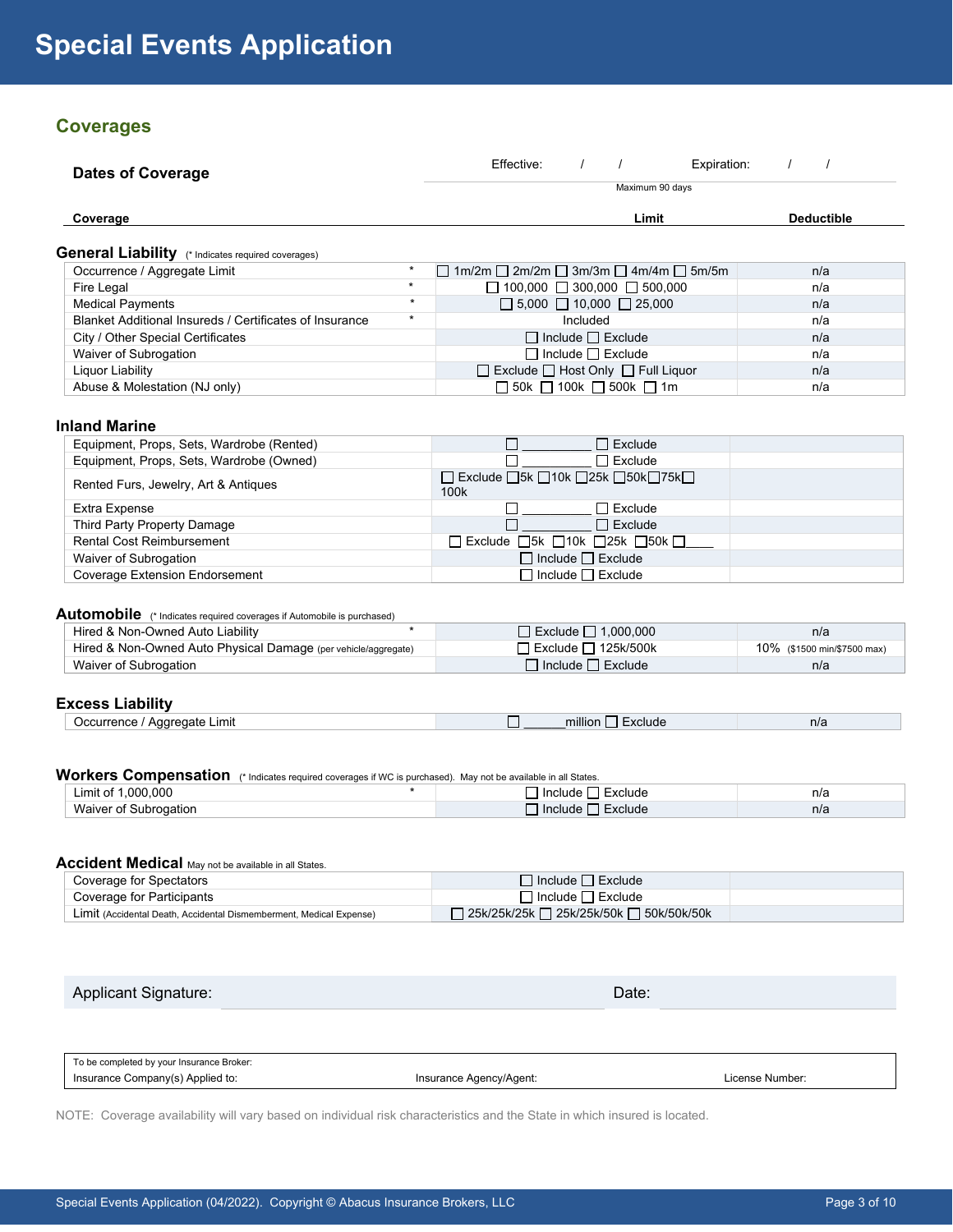# Special Events Application

## Coverages

**Dates of Coverage**

Effective: / / Expiration: / /

Maximum 90 days

| Coverage | | Limit | Deductible |
|---|---|---|---|

### General Liability (* Indicates required coverages)

| Coverage | Required | Limit | Deductible |
|---|---|---|---|
| Occurrence / Aggregate Limit | * | ☐ 1m/2m ☐ 2m/2m ☐ 3m/3m ☐ 4m/4m ☐ 5m/5m | n/a |
| Fire Legal | * | ☐ 100,000 ☐ 300,000 ☐ 500,000 | n/a |
| Medical Payments | * | ☐ 5,000 ☐ 10,000 ☐ 25,000 | n/a |
| Blanket Additional Insureds / Certificates of Insurance | * | Included | n/a |
| City / Other Special Certificates | | ☐ Include ☐ Exclude | n/a |
| Waiver of Subrogation | | ☐ Include ☐ Exclude | n/a |
| Liquor Liability | | ☐ Exclude ☐ Host Only ☐ Full Liquor | n/a |
| Abuse & Molestation (NJ only) | | ☐ 50k ☐ 100k ☐ 500k ☐ 1m | n/a |

### Inland Marine

| Coverage | Limit | Deductible |
|---|---|---|
| Equipment, Props, Sets, Wardrobe (Rented) | ☐ __________ ☐ Exclude | |
| Equipment, Props, Sets, Wardrobe (Owned) | ☐ __________ ☐ Exclude | |
| Rented Furs, Jewelry, Art & Antiques | ☐ Exclude ☐5k ☐10k ☐25k ☐50k☐75k☐ 100k | |
| Extra Expense | ☐ __________ ☐ Exclude | |
| Third Party Property Damage | ☐ __________ ☐ Exclude | |
| Rental Cost Reimbursement | ☐ Exclude ☐5k ☐10k ☐25k ☐50k ☐____ | |
| Waiver of Subrogation | ☐ Include ☐ Exclude | |
| Coverage Extension Endorsement | ☐ Include ☐ Exclude | |

### Automobile (* Indicates required coverages if Automobile is purchased)

| Coverage | Required | Limit | Deductible |
|---|---|---|---|
| Hired & Non-Owned Auto Liability | * | ☐ Exclude ☐ 1,000,000 | n/a |
| Hired & Non-Owned Auto Physical Damage (per vehicle/aggregate) | | ☐ Exclude ☐ 125k/500k | 10% ($1500 min/$7500 max) |
| Waiver of Subrogation | | ☐ Include ☐ Exclude | n/a |

### Excess Liability

| Coverage | Limit | Deductible |
|---|---|---|
| Occurrence / Aggregate Limit | ☐ ______million ☐ Exclude | n/a |

### Workers Compensation (* Indicates required coverages if WC is purchased). May not be available in all States.

| Coverage | Required | Limit | Deductible |
|---|---|---|---|
| Limit of 1,000,000 | * | ☐ Include ☐ Exclude | n/a |
| Waiver of Subrogation | | ☐ Include ☐ Exclude | n/a |

### Accident Medical May not be available in all States.

| Coverage | Limit | Deductible |
|---|---|---|
| Coverage for Spectators | ☐ Include ☐ Exclude | |
| Coverage for Participants | ☐ Include ☐ Exclude | |
| Limit (Accidental Death, Accidental Dismemberment, Medical Expense) | ☐ 25k/25k/25k ☐ 25k/25k/50k ☐ 50k/50k/50k | |

Applicant Signature: ______________________ Date: ____________

| To be completed by your Insurance Broker: | | |
|---|---|---|
| Insurance Company(s) Applied to: | Insurance Agency/Agent: | License Number: |

NOTE: Coverage availability will vary based on individual risk characteristics and the State in which insured is located.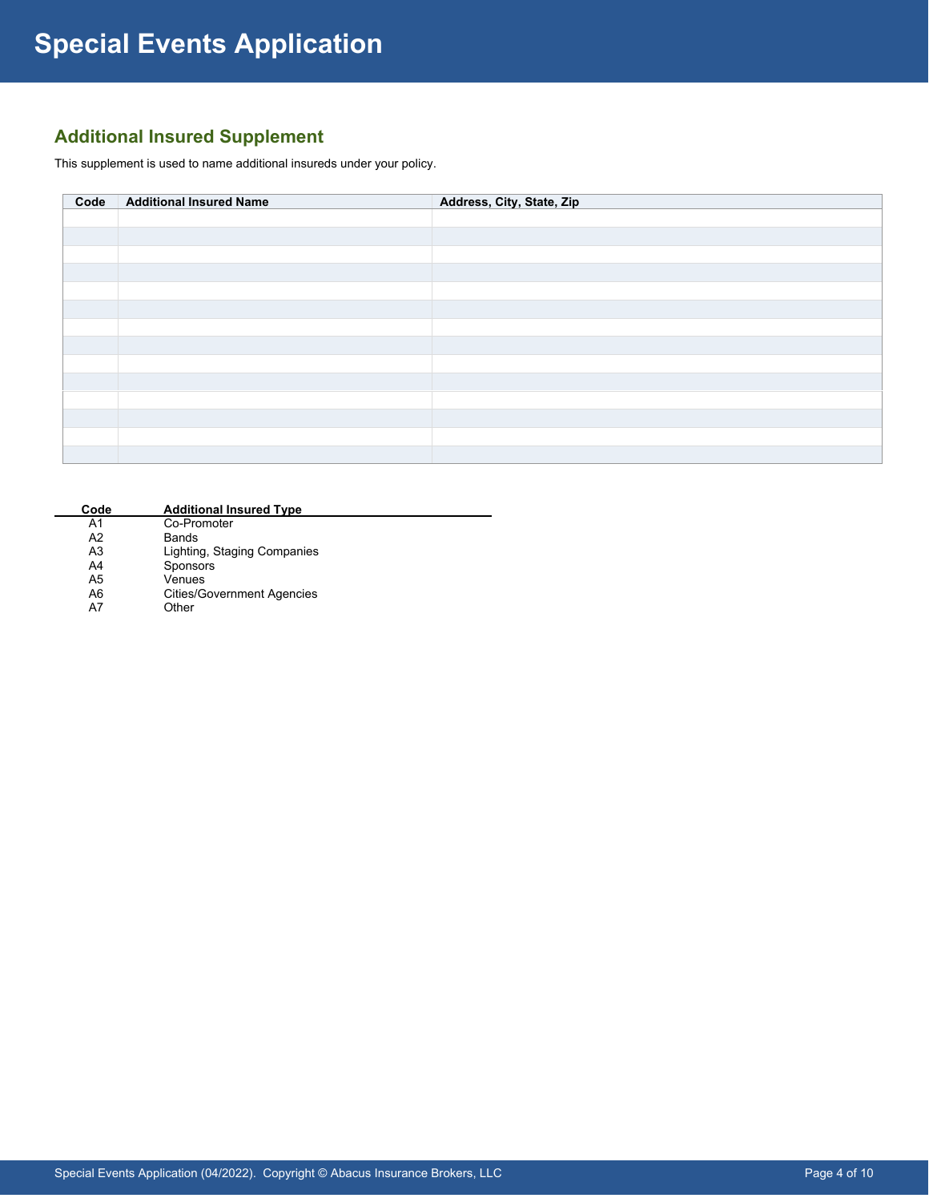# Special Events Application

## Additional Insured Supplement

This supplement is used to name additional insureds under your policy.

| Code | Additional Insured Name | Address, City, State, Zip |
|---|---|---|
| | | |
| | | |
| | | |
| | | |
| | | |
| | | |
| | | |
| | | |
| | | |
| | | |
| | | |
| | | |
| | | |
| | | |

| Code | Additional Insured Type |
|---|---|
| A1 | Co-Promoter |
| A2 | Bands |
| A3 | Lighting, Staging Companies |
| A4 | Sponsors |
| A5 | Venues |
| A6 | Cities/Government Agencies |
| A7 | Other |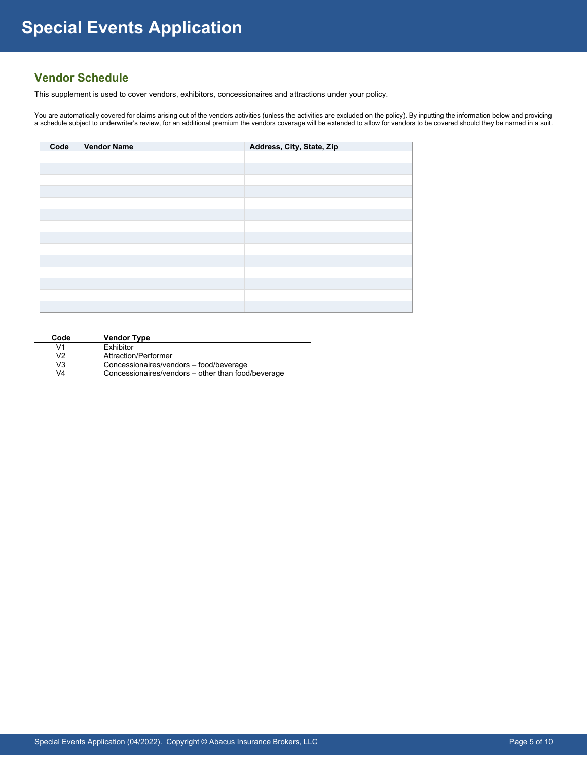# Special Events Application

## Vendor Schedule

This supplement is used to cover vendors, exhibitors, concessionaires and attractions under your policy.

You are automatically covered for claims arising out of the vendors activities (unless the activities are excluded on the policy). By inputting the information below and providing a schedule subject to underwriter's review, for an additional premium the vendors coverage will be extended to allow for vendors to be covered should they be named in a suit.

| Code | Vendor Name | Address, City, State, Zip |
|---|---|---|
| | | |
| | | |
| | | |
| | | |
| | | |
| | | |
| | | |
| | | |
| | | |
| | | |
| | | |
| | | |
| | | |
| | | |

| Code | Vendor Type |
|---|---|
| V1 | Exhibitor |
| V2 | Attraction/Performer |
| V3 | Concessionaires/vendors – food/beverage |
| V4 | Concessionaires/vendors – other than food/beverage |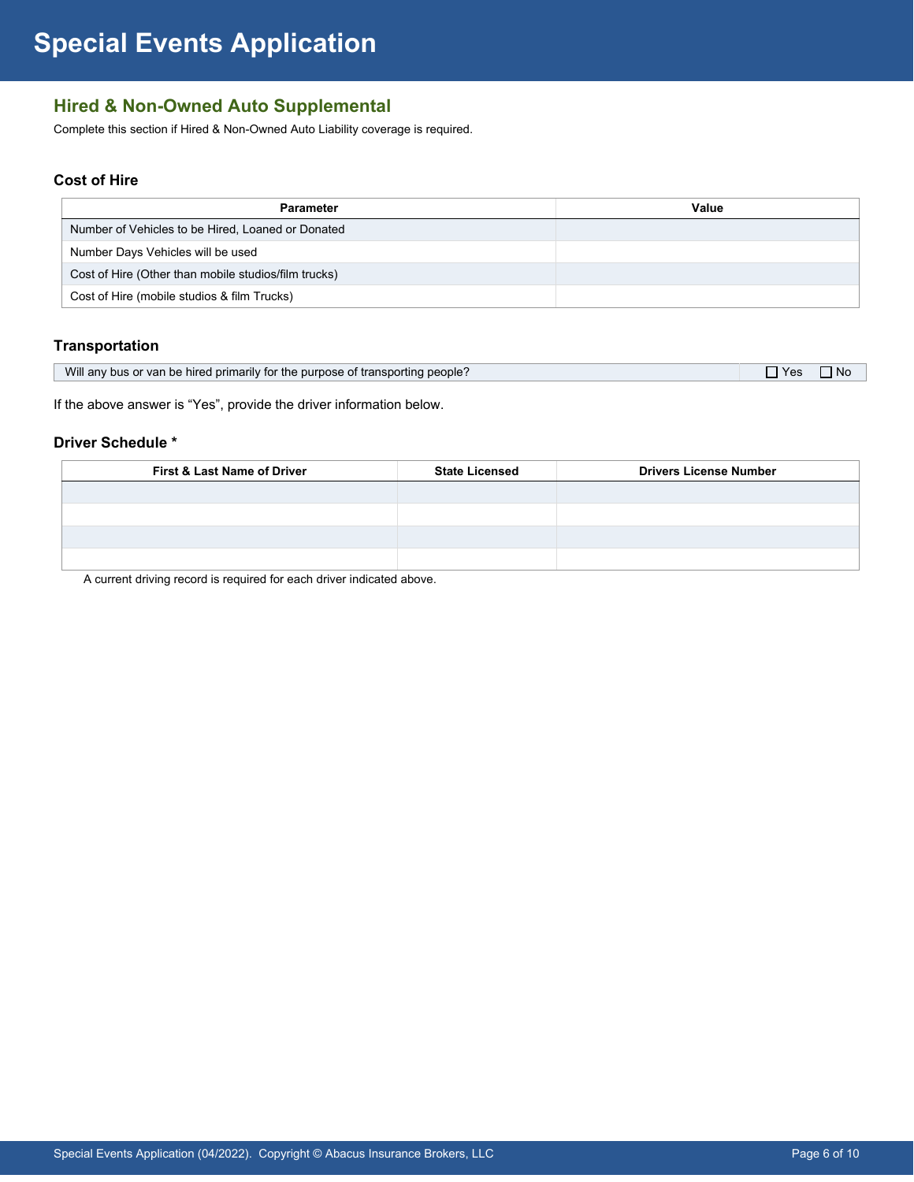# Special Events Application

## Hired & Non-Owned Auto Supplemental

Complete this section if Hired & Non-Owned Auto Liability coverage is required.

### Cost of Hire

| Parameter | Value |
|---|---|
| Number of Vehicles to be Hired, Loaned or Donated | |
| Number Days Vehicles will be used | |
| Cost of Hire (Other than mobile studios/film trucks) | |
| Cost of Hire (mobile studios & film Trucks) | |

### Transportation

| | |
|---|---|
| Will any bus or van be hired primarily for the purpose of transporting people? | ☐ Yes ☐ No |

If the above answer is "Yes", provide the driver information below.

### Driver Schedule *

| First & Last Name of Driver | State Licensed | Drivers License Number |
|---|---|---|
| | | |
| | | |
| | | |
| | | |

A current driving record is required for each driver indicated above.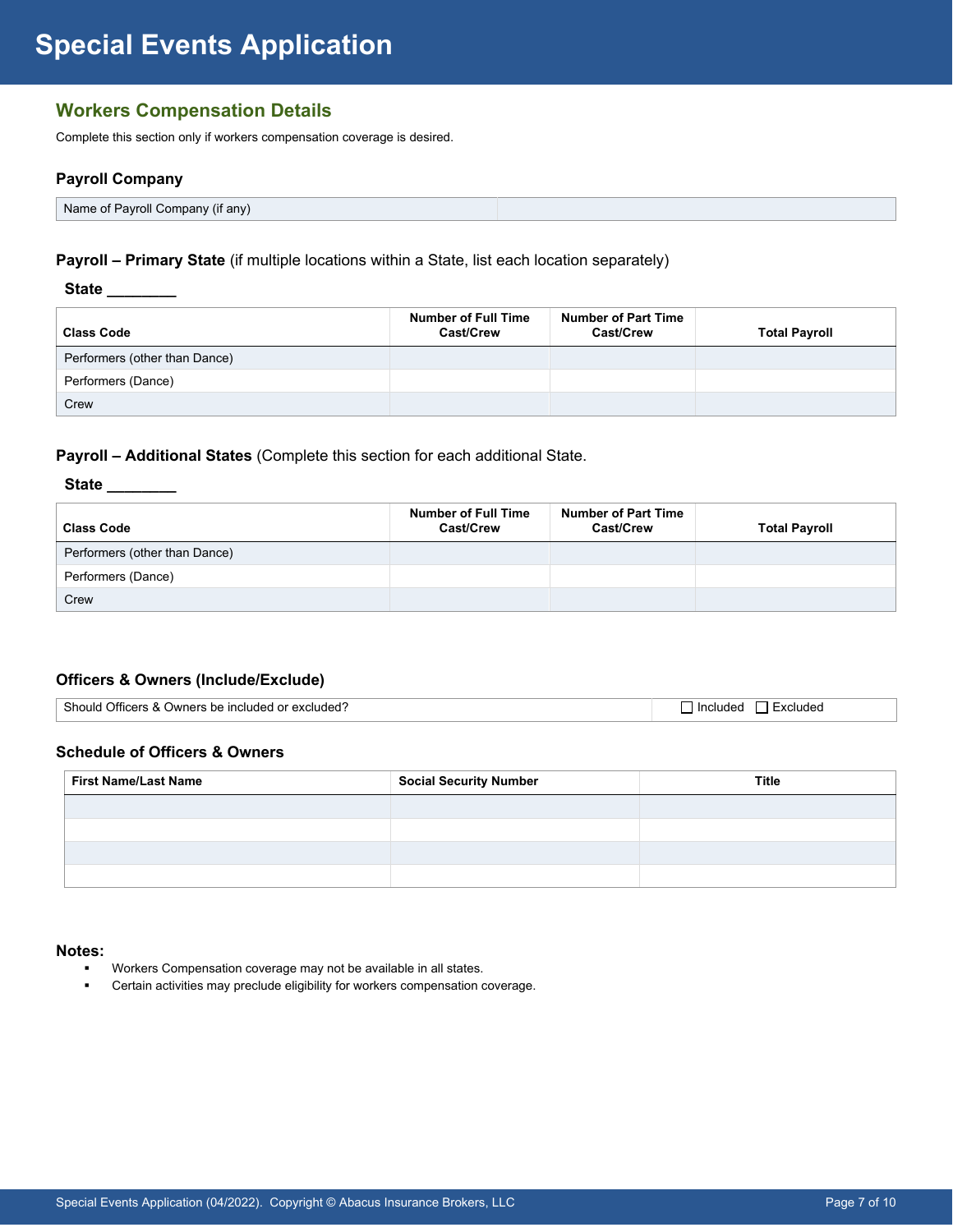# Special Events Application

## Workers Compensation Details

Complete this section only if workers compensation coverage is desired.

### Payroll Company

| Name of Payroll Company (if any) | |
|---|---|

### Payroll – Primary State (if multiple locations within a State, list each location separately)

**State ________**

| Class Code | Number of Full Time Cast/Crew | Number of Part Time Cast/Crew | Total Payroll |
|---|---|---|---|
| Performers (other than Dance) | | | |
| Performers (Dance) | | | |
| Crew | | | |

### Payroll – Additional States (Complete this section for each additional State.

**State ________**

| Class Code | Number of Full Time Cast/Crew | Number of Part Time Cast/Crew | Total Payroll |
|---|---|---|---|
| Performers (other than Dance) | | | |
| Performers (Dance) | | | |
| Crew | | | |

### Officers & Owners (Include/Exclude)

| Should Officers & Owners be included or excluded? | ☐ Included ☐ Excluded |
|---|---|

### Schedule of Officers & Owners

| First Name/Last Name | Social Security Number | Title |
|---|---|---|
| | | |
| | | |
| | | |
| | | |

**Notes:**

- Workers Compensation coverage may not be available in all states.
- Certain activities may preclude eligibility for workers compensation coverage.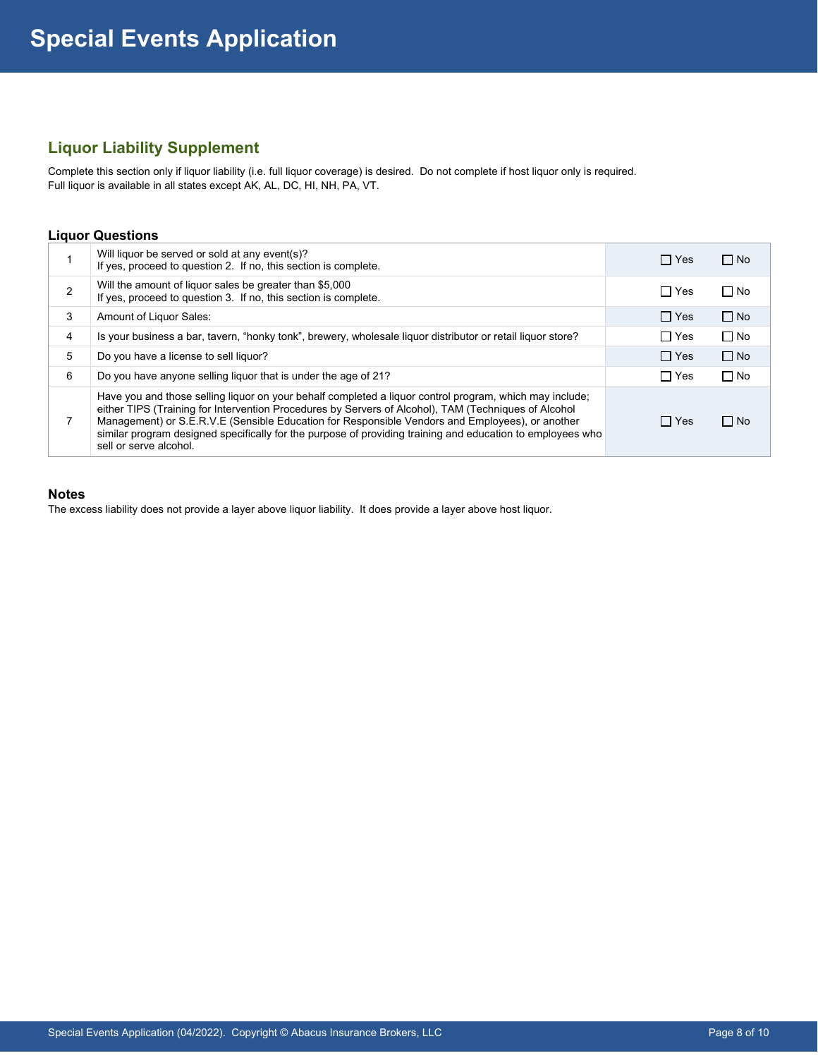# Special Events Application

## Liquor Liability Supplement

Complete this section only if liquor liability (i.e. full liquor coverage) is desired. Do not complete if host liquor only is required.
Full liquor is available in all states except AK, AL, DC, HI, NH, PA, VT.

### Liquor Questions

| # | Question | Yes | No |
|---|---|---|---|
| 1 | Will liquor be served or sold at any event(s)?<br>If yes, proceed to question 2. If no, this section is complete. | ☐ Yes | ☐ No |
| 2 | Will the amount of liquor sales be greater than $5,000<br>If yes, proceed to question 3. If no, this section is complete. | ☐ Yes | ☐ No |
| 3 | Amount of Liquor Sales: | ☐ Yes | ☐ No |
| 4 | Is your business a bar, tavern, “honky tonk”, brewery, wholesale liquor distributor or retail liquor store? | ☐ Yes | ☐ No |
| 5 | Do you have a license to sell liquor? | ☐ Yes | ☐ No |
| 6 | Do you have anyone selling liquor that is under the age of 21? | ☐ Yes | ☐ No |
| 7 | Have you and those selling liquor on your behalf completed a liquor control program, which may include; either TIPS (Training for Intervention Procedures by Servers of Alcohol), TAM (Techniques of Alcohol Management) or S.E.R.V.E (Sensible Education for Responsible Vendors and Employees), or another similar program designed specifically for the purpose of providing training and education to employees who sell or serve alcohol. | ☐ Yes | ☐ No |

### Notes

The excess liability does not provide a layer above liquor liability. It does provide a layer above host liquor.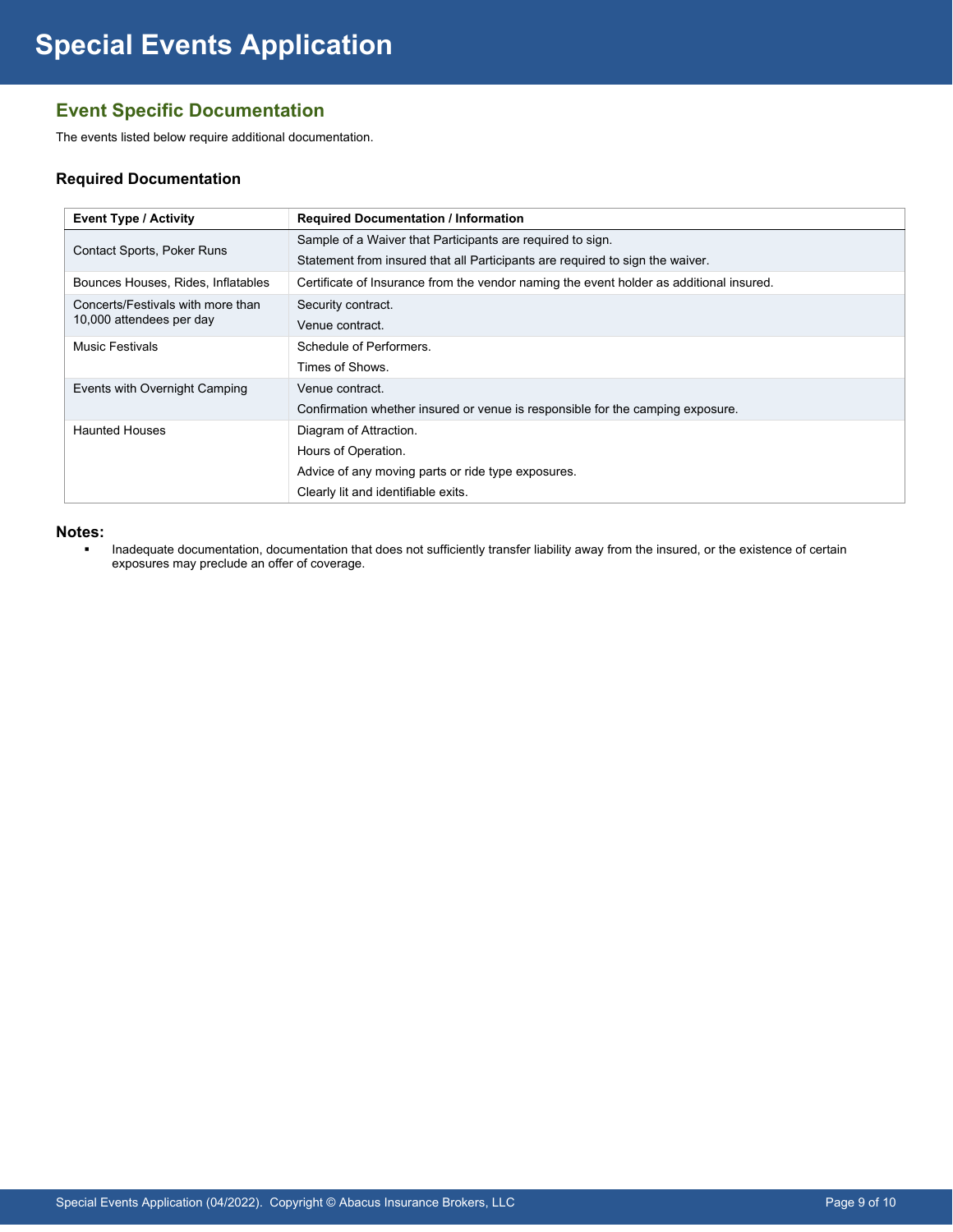# Special Events Application

## Event Specific Documentation

The events listed below require additional documentation.

### Required Documentation

| Event Type / Activity | Required Documentation / Information |
|---|---|
| Contact Sports, Poker Runs | Sample of a Waiver that Participants are required to sign.<br>Statement from insured that all Participants are required to sign the waiver. |
| Bounces Houses, Rides, Inflatables | Certificate of Insurance from the vendor naming the event holder as additional insured. |
| Concerts/Festivals with more than 10,000 attendees per day | Security contract.<br>Venue contract. |
| Music Festivals | Schedule of Performers.<br>Times of Shows. |
| Events with Overnight Camping | Venue contract.<br>Confirmation whether insured or venue is responsible for the camping exposure. |
| Haunted Houses | Diagram of Attraction.<br>Hours of Operation.<br>Advice of any moving parts or ride type exposures.<br>Clearly lit and identifiable exits. |

**Notes:**

- Inadequate documentation, documentation that does not sufficiently transfer liability away from the insured, or the existence of certain exposures may preclude an offer of coverage.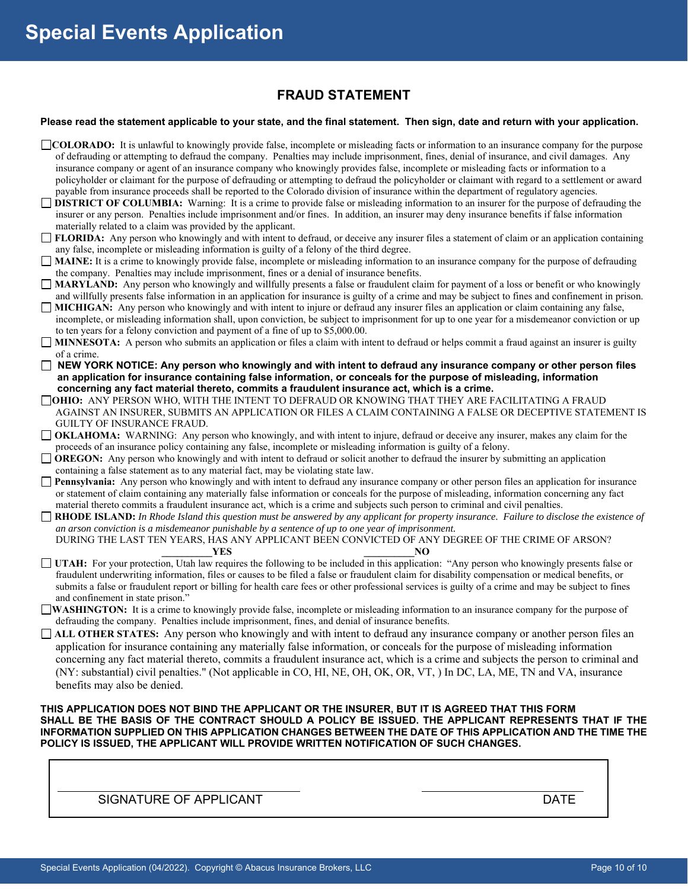# Special Events Application

## FRAUD STATEMENT

**Please read the statement applicable to your state, and the final statement. Then sign, date and return with your application.**

☐ **COLORADO:** It is unlawful to knowingly provide false, incomplete or misleading facts or information to an insurance company for the purpose of defrauding or attempting to defraud the company. Penalties may include imprisonment, fines, denial of insurance, and civil damages. Any insurance company or agent of an insurance company who knowingly provides false, incomplete or misleading facts or information to a policyholder or claimant for the purpose of defrauding or attempting to defraud the policyholder or claimant with regard to a settlement or award payable from insurance proceeds shall be reported to the Colorado division of insurance within the department of regulatory agencies.

☐ **DISTRICT OF COLUMBIA:** Warning: It is a crime to provide false or misleading information to an insurer for the purpose of defrauding the insurer or any person. Penalties include imprisonment and/or fines. In addition, an insurer may deny insurance benefits if false information materially related to a claim was provided by the applicant.

☐ **FLORIDA:** Any person who knowingly and with intent to defraud, or deceive any insurer files a statement of claim or an application containing any false, incomplete or misleading information is guilty of a felony of the third degree.

☐ **MAINE:** It is a crime to knowingly provide false, incomplete or misleading information to an insurance company for the purpose of defrauding the company. Penalties may include imprisonment, fines or a denial of insurance benefits.

☐ **MARYLAND:** Any person who knowingly and willfully presents a false or fraudulent claim for payment of a loss or benefit or who knowingly and willfully presents false information in an application for insurance is guilty of a crime and may be subject to fines and confinement in prison.

☐ **MICHIGAN:** Any person who knowingly and with intent to injure or defraud any insurer files an application or claim containing any false, incomplete, or misleading information shall, upon conviction, be subject to imprisonment for up to one year for a misdemeanor conviction or up to ten years for a felony conviction and payment of a fine of up to $5,000.00.

☐ **MINNESOTA:** A person who submits an application or files a claim with intent to defraud or helps commit a fraud against an insurer is guilty of a crime.

☐ **NEW YORK NOTICE: Any person who knowingly and with intent to defraud any insurance company or other person files an application for insurance containing false information, or conceals for the purpose of misleading, information concerning any fact material thereto, commits a fraudulent insurance act, which is a crime.**

☐ **OHIO:** ANY PERSON WHO, WITH THE INTENT TO DEFRAUD OR KNOWING THAT THEY ARE FACILITATING A FRAUD AGAINST AN INSURER, SUBMITS AN APPLICATION OR FILES A CLAIM CONTAINING A FALSE OR DECEPTIVE STATEMENT IS GUILTY OF INSURANCE FRAUD.

☐ **OKLAHOMA:** WARNING: Any person who knowingly, and with intent to injure, defraud or deceive any insurer, makes any claim for the proceeds of an insurance policy containing any false, incomplete or misleading information is guilty of a felony.

☐ **OREGON:** Any person who knowingly and with intent to defraud or solicit another to defraud the insurer by submitting an application containing a false statement as to any material fact, may be violating state law.

☐ **Pennsylvania:** Any person who knowingly and with intent to defraud any insurance company or other person files an application for insurance or statement of claim containing any materially false information or conceals for the purpose of misleading, information concerning any fact material thereto commits a fraudulent insurance act, which is a crime and subjects such person to criminal and civil penalties.

☐ **RHODE ISLAND:** *In Rhode Island this question must be answered by any applicant for property insurance. Failure to disclose the existence of an arson conviction is a misdemeanor punishable by a sentence of up to one year of imprisonment.*
DURING THE LAST TEN YEARS, HAS ANY APPLICANT BEEN CONVICTED OF ANY DEGREE OF THE CRIME OF ARSON?
__________**YES** __________**NO**

☐ **UTAH:** For your protection, Utah law requires the following to be included in this application: "Any person who knowingly presents false or fraudulent underwriting information, files or causes to be filed a false or fraudulent claim for disability compensation or medical benefits, or submits a false or fraudulent report or billing for health care fees or other professional services is guilty of a crime and may be subject to fines and confinement in state prison."

☐ **WASHINGTON:** It is a crime to knowingly provide false, incomplete or misleading information to an insurance company for the purpose of defrauding the company. Penalties include imprisonment, fines, and denial of insurance benefits.

☐ **ALL OTHER STATES:** Any person who knowingly and with intent to defraud any insurance company or another person files an application for insurance containing any materially false information, or conceals for the purpose of misleading information concerning any fact material thereto, commits a fraudulent insurance act, which is a crime and subjects the person to criminal and (NY: substantial) civil penalties." (Not applicable in CO, HI, NE, OH, OK, OR, VT, ) In DC, LA, ME, TN and VA, insurance benefits may also be denied.

**THIS APPLICATION DOES NOT BIND THE APPLICANT OR THE INSURER, BUT IT IS AGREED THAT THIS FORM SHALL BE THE BASIS OF THE CONTRACT SHOULD A POLICY BE ISSUED. THE APPLICANT REPRESENTS THAT IF THE INFORMATION SUPPLIED ON THIS APPLICATION CHANGES BETWEEN THE DATE OF THIS APPLICATION AND THE TIME THE POLICY IS ISSUED, THE APPLICANT WILL PROVIDE WRITTEN NOTIFICATION OF SUCH CHANGES.**

______________________________ SIGNATURE OF APPLICANT

______________________________ DATE

Special Events Application (04/2022). Copyright © Abacus Insurance Brokers, LLC